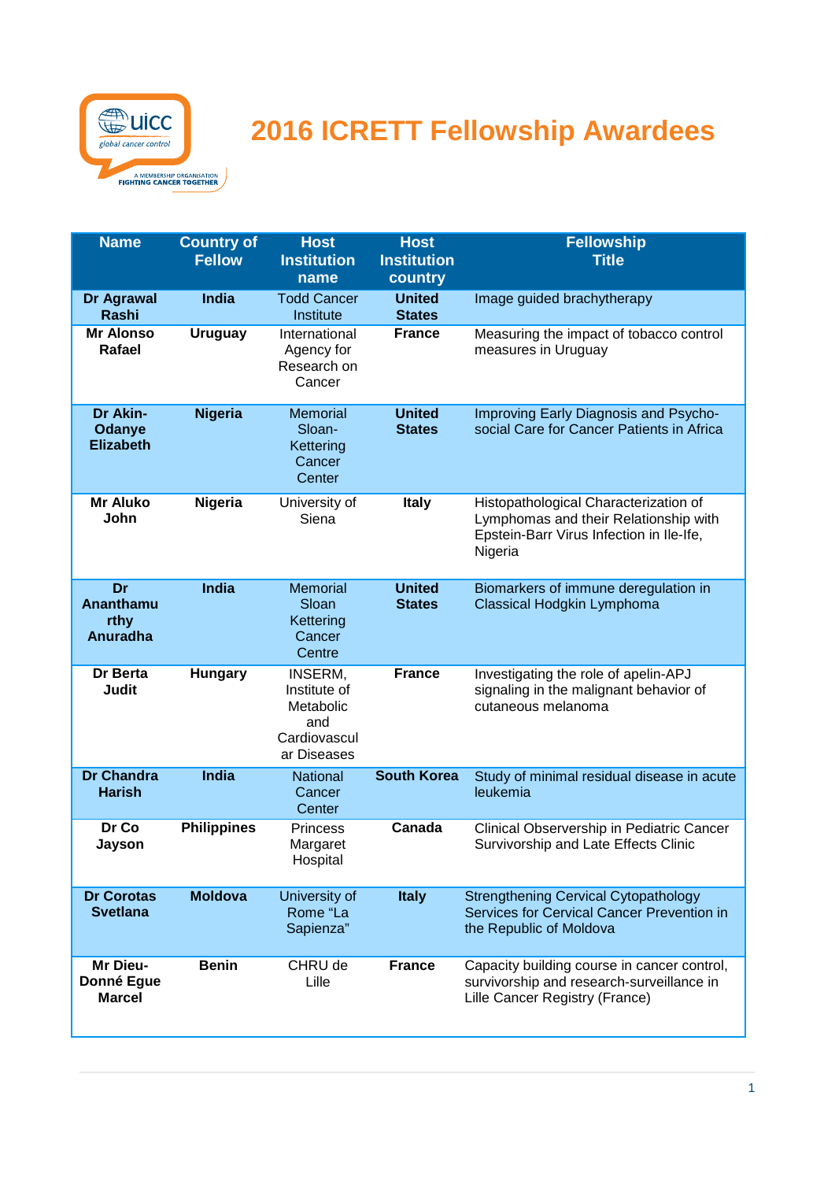# 2016 ICRETT Fellowship Awardees

| Name | Country of Fellow | Host Institution name | Host Institution country | Fellowship Title |
|---|---|---|---|---|
| **Dr Agrawal Rashi** | **India** | Todd Cancer Institute | **United States** | Image guided brachytherapy |
| **Mr Alonso Rafael** | **Uruguay** | International Agency for Research on Cancer | **France** | Measuring the impact of tobacco control measures in Uruguay |
| **Dr Akin-Odanye Elizabeth** | **Nigeria** | Memorial Sloan-Kettering Cancer Center | **United States** | Improving Early Diagnosis and Psycho-social Care for Cancer Patients in Africa |
| **Mr Aluko John** | **Nigeria** | University of Siena | **Italy** | Histopathological Characterization of Lymphomas and their Relationship with Epstein-Barr Virus Infection in Ile-Ife, Nigeria |
| **Dr Ananthamurthy Anuradha** | **India** | Memorial Sloan Kettering Cancer Centre | **United States** | Biomarkers of immune deregulation in Classical Hodgkin Lymphoma |
| **Dr Berta Judit** | **Hungary** | INSERM, Institute of Metabolic and Cardiovascular Diseases | **France** | Investigating the role of apelin-APJ signaling in the malignant behavior of cutaneous melanoma |
| **Dr Chandra Harish** | **India** | National Cancer Center | **South Korea** | Study of minimal residual disease in acute leukemia |
| **Dr Co Jayson** | **Philippines** | Princess Margaret Hospital | **Canada** | Clinical Observership in Pediatric Cancer Survivorship and Late Effects Clinic |
| **Dr Corotas Svetlana** | **Moldova** | University of Rome "La Sapienza" | **Italy** | Strengthening Cervical Cytopathology Services for Cervical Cancer Prevention in the Republic of Moldova |
| **Mr Dieu-Donné Egue Marcel** | **Benin** | CHRU de Lille | **France** | Capacity building course in cancer control, survivorship and research-surveillance in Lille Cancer Registry (France) |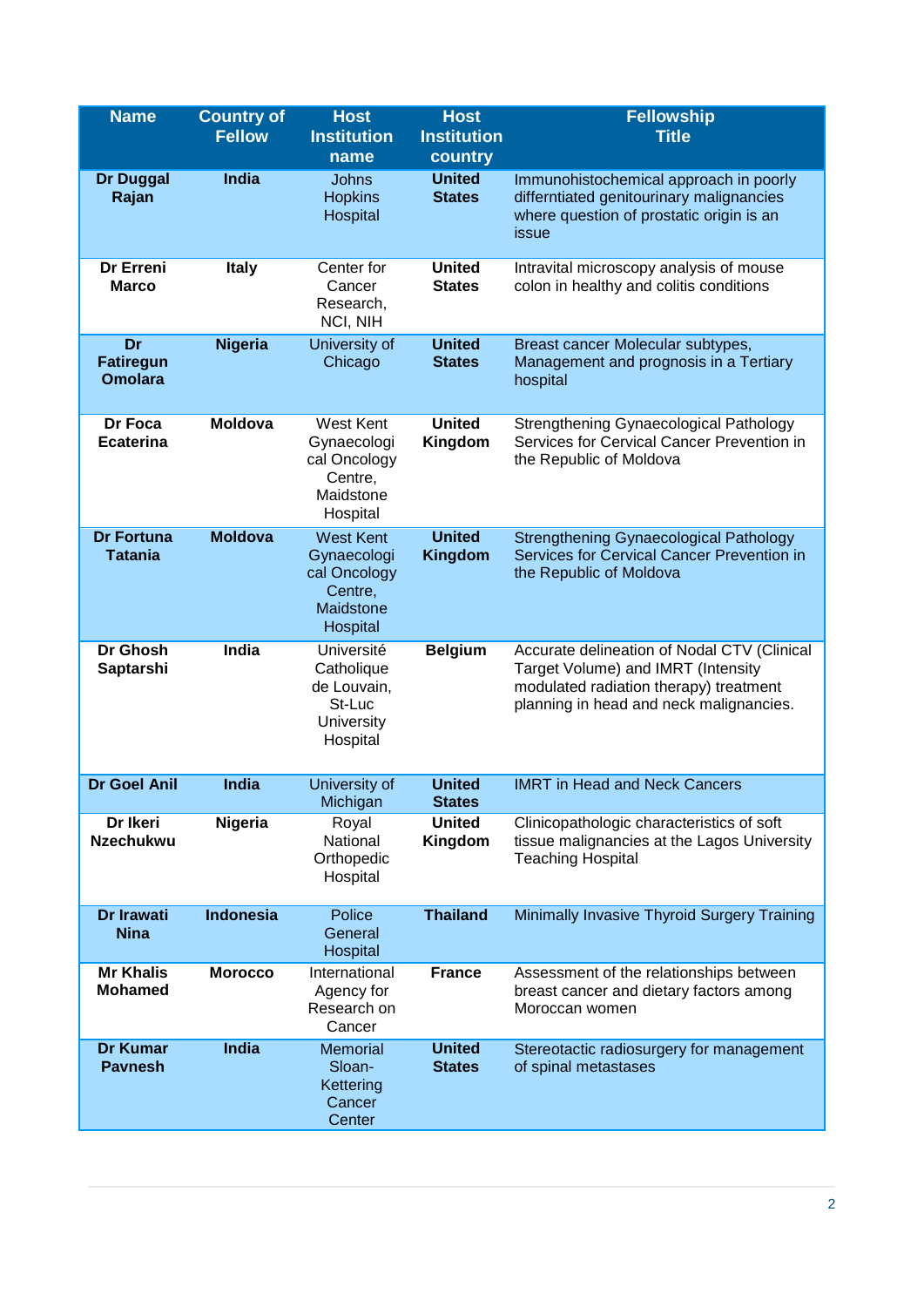| Name | Country of Fellow | Host Institution name | Host Institution country | Fellowship Title |
|---|---|---|---|---|
| **Dr Duggal Rajan** | **India** | Johns Hopkins Hospital | **United States** | Immunohistochemical approach in poorly differntiated genitourinary malignancies where question of prostatic origin is an issue |
| **Dr Erreni Marco** | **Italy** | Center for Cancer Research, NCI, NIH | **United States** | Intravital microscopy analysis of mouse colon in healthy and colitis conditions |
| **Dr Fatiregun Omolara** | **Nigeria** | University of Chicago | **United States** | Breast cancer Molecular subtypes, Management and prognosis in a Tertiary hospital |
| **Dr Foca Ecaterina** | **Moldova** | West Kent Gynaecological Oncology Centre, Maidstone Hospital | **United Kingdom** | Strengthening Gynaecological Pathology Services for Cervical Cancer Prevention in the Republic of Moldova |
| **Dr Fortuna Tatania** | **Moldova** | West Kent Gynaecological Oncology Centre, Maidstone Hospital | **United Kingdom** | Strengthening Gynaecological Pathology Services for Cervical Cancer Prevention in the Republic of Moldova |
| **Dr Ghosh Saptarshi** | **India** | Université Catholique de Louvain, St-Luc University Hospital | **Belgium** | Accurate delineation of Nodal CTV (Clinical Target Volume) and IMRT (Intensity modulated radiation therapy) treatment planning in head and neck malignancies. |
| **Dr Goel Anil** | **India** | University of Michigan | **United States** | IMRT in Head and Neck Cancers |
| **Dr Ikeri Nzechukwu** | **Nigeria** | Royal National Orthopedic Hospital | **United Kingdom** | Clinicopathologic characteristics of soft tissue malignancies at the Lagos University Teaching Hospital |
| **Dr Irawati Nina** | **Indonesia** | Police General Hospital | **Thailand** | Minimally Invasive Thyroid Surgery Training |
| **Mr Khalis Mohamed** | **Morocco** | International Agency for Research on Cancer | **France** | Assessment of the relationships between breast cancer and dietary factors among Moroccan women |
| **Dr Kumar Pavnesh** | **India** | Memorial Sloan-Kettering Cancer Center | **United States** | Stereotactic radiosurgery for management of spinal metastases |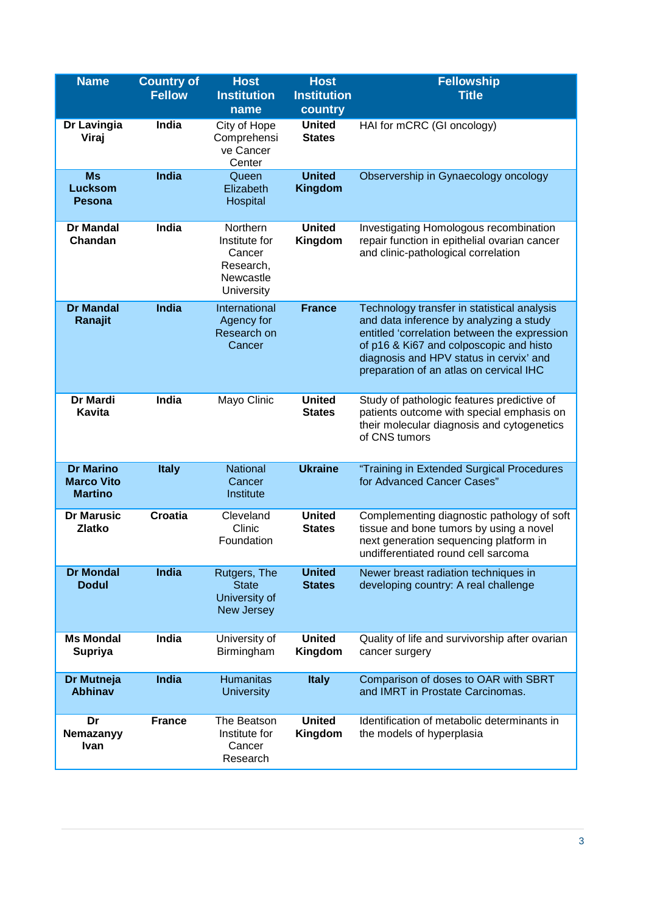| Name | Country of Fellow | Host Institution name | Host Institution country | Fellowship Title |
|---|---|---|---|---|
| **Dr Lavingia Viraj** | **India** | City of Hope Comprehensive Cancer Center | **United States** | HAI for mCRC (GI oncology) |
| **Ms Lucksom Pesona** | **India** | Queen Elizabeth Hospital | **United Kingdom** | Observership in Gynaecology oncology |
| **Dr Mandal Chandan** | **India** | Northern Institute for Cancer Research, Newcastle University | **United Kingdom** | Investigating Homologous recombination repair function in epithelial ovarian cancer and clinic-pathological correlation |
| **Dr Mandal Ranajit** | **India** | International Agency for Research on Cancer | **France** | Technology transfer in statistical analysis and data inference by analyzing a study entitled 'correlation between the expression of p16 & Ki67 and colposcopic and histo diagnosis and HPV status in cervix' and preparation of an atlas on cervical IHC |
| **Dr Mardi Kavita** | **India** | Mayo Clinic | **United States** | Study of pathologic features predictive of patients outcome with special emphasis on their molecular diagnosis and cytogenetics of CNS tumors |
| **Dr Marino Marco Vito Martino** | **Italy** | National Cancer Institute | **Ukraine** | "Training in Extended Surgical Procedures for Advanced Cancer Cases" |
| **Dr Marusic Zlatko** | **Croatia** | Cleveland Clinic Foundation | **United States** | Complementing diagnostic pathology of soft tissue and bone tumors by using a novel next generation sequencing platform in undifferentiated round cell sarcoma |
| **Dr Mondal Dodul** | **India** | Rutgers, The State University of New Jersey | **United States** | Newer breast radiation techniques in developing country: A real challenge |
| **Ms Mondal Supriya** | **India** | University of Birmingham | **United Kingdom** | Quality of life and survivorship after ovarian cancer surgery |
| **Dr Mutneja Abhinav** | **India** | Humanitas University | **Italy** | Comparison of doses to OAR with SBRT and IMRT in Prostate Carcinomas. |
| **Dr Nemazanyy Ivan** | **France** | The Beatson Institute for Cancer Research | **United Kingdom** | Identification of metabolic determinants in the models of hyperplasia |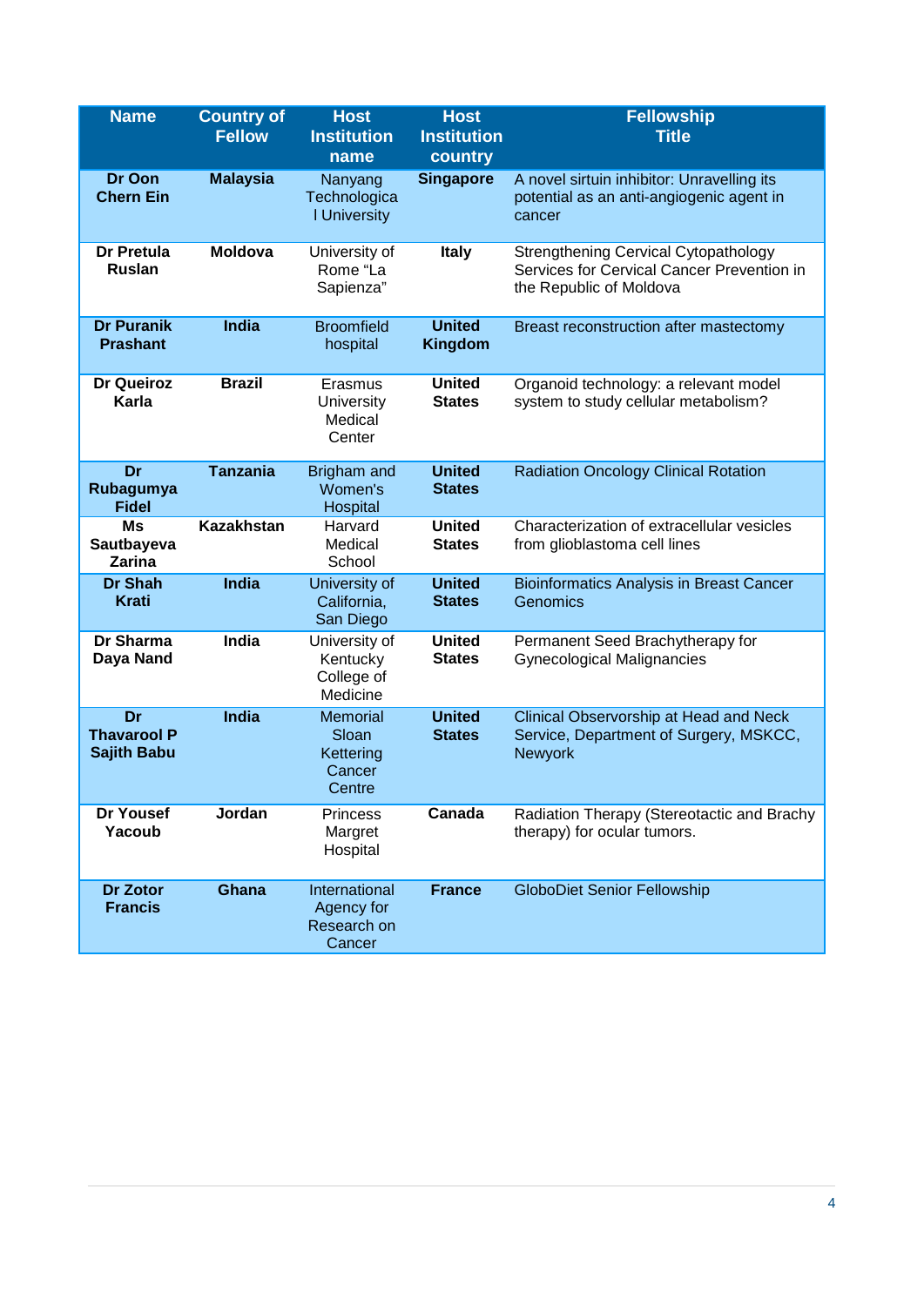| Name | Country of Fellow | Host Institution name | Host Institution country | Fellowship Title |
| --- | --- | --- | --- | --- |
| **Dr Oon Chern Ein** | **Malaysia** | Nanyang Technological University | **Singapore** | A novel sirtuin inhibitor: Unravelling its potential as an anti-angiogenic agent in cancer |
| **Dr Pretula Ruslan** | **Moldova** | University of Rome "La Sapienza" | **Italy** | Strengthening Cervical Cytopathology Services for Cervical Cancer Prevention in the Republic of Moldova |
| **Dr Puranik Prashant** | **India** | Broomfield hospital | **United Kingdom** | Breast reconstruction after mastectomy |
| **Dr Queiroz Karla** | **Brazil** | Erasmus University Medical Center | **United States** | Organoid technology: a relevant model system to study cellular metabolism? |
| **Dr Rubagumya Fidel** | **Tanzania** | Brigham and Women's Hospital | **United States** | Radiation Oncology Clinical Rotation |
| **Ms Sautbayeva Zarina** | **Kazakhstan** | Harvard Medical School | **United States** | Characterization of extracellular vesicles from glioblastoma cell lines |
| **Dr Shah Krati** | **India** | University of California, San Diego | **United States** | Bioinformatics Analysis in Breast Cancer Genomics |
| **Dr Sharma Daya Nand** | **India** | University of Kentucky College of Medicine | **United States** | Permanent Seed Brachytherapy for Gynecological Malignancies |
| **Dr Thavarool P Sajith Babu** | **India** | Memorial Sloan Kettering Cancer Centre | **United States** | Clinical Observorship at Head and Neck Service, Department of Surgery, MSKCC, Newyork |
| **Dr Yousef Yacoub** | **Jordan** | Princess Margret Hospital | **Canada** | Radiation Therapy (Stereotactic and Brachy therapy) for ocular tumors. |
| **Dr Zotor Francis** | **Ghana** | International Agency for Research on Cancer | **France** | GloboDiet Senior Fellowship |